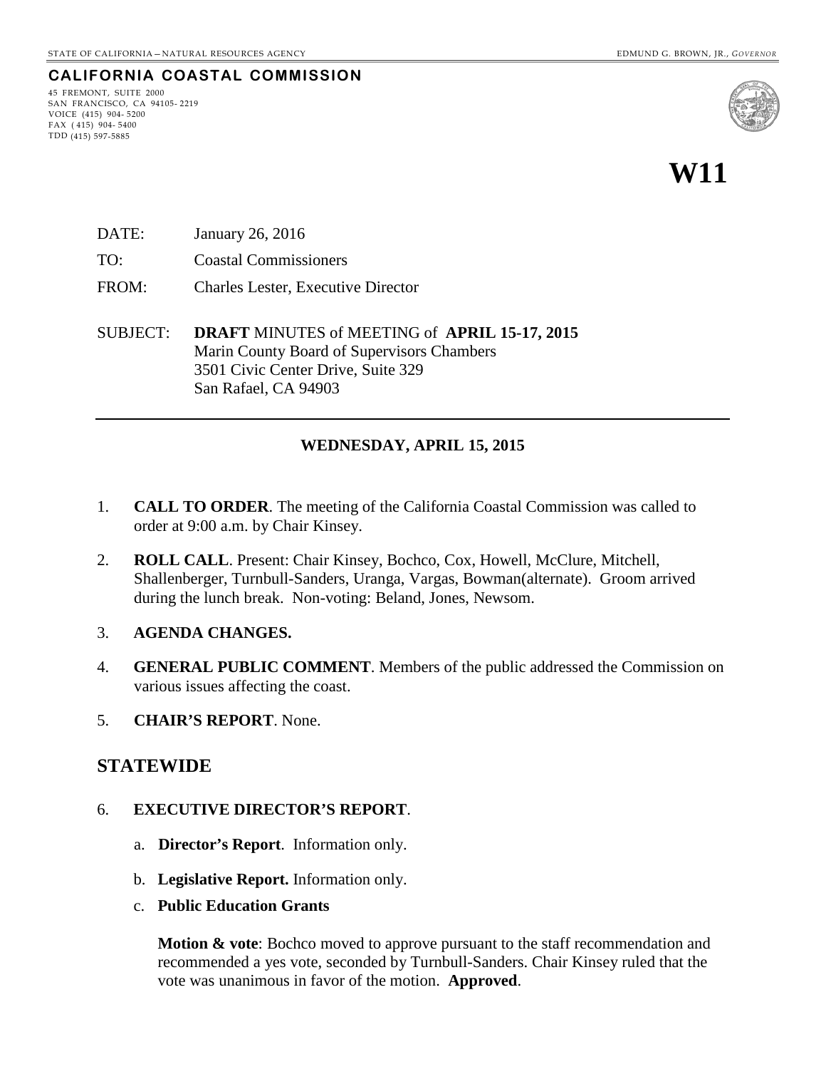STATE OF CALIFORNIA – NATURAL RESOURCES AGENCY EDMUND G. BROWN, JR., *GOVERNOR*

**CALIFORNIA COASTAL COMMISSION**

45 FREMONT, SUITE 2000
SAN FRANCISCO, CA 94105-2219
VOICE (415) 904-5200
FAX (415) 904-5400
TDD (415) 597-5885

# W11

DATE: January 26, 2016

TO: Coastal Commissioners

FROM: Charles Lester, Executive Director

SUBJECT: **DRAFT** MINUTES of MEETING of **APRIL 15-17, 2015**
Marin County Board of Supervisors Chambers
3501 Civic Center Drive, Suite 329
San Rafael, CA 94903

---

**WEDNESDAY, APRIL 15, 2015**

1. **CALL TO ORDER**. The meeting of the California Coastal Commission was called to order at 9:00 a.m. by Chair Kinsey.

2. **ROLL CALL**. Present: Chair Kinsey, Bochco, Cox, Howell, McClure, Mitchell, Shallenberger, Turnbull-Sanders, Uranga, Vargas, Bowman(alternate). Groom arrived during the lunch break. Non-voting: Beland, Jones, Newsom.

3. **AGENDA CHANGES.**

4. **GENERAL PUBLIC COMMENT**. Members of the public addressed the Commission on various issues affecting the coast.

5. **CHAIR'S REPORT**. None.

## STATEWIDE

6. **EXECUTIVE DIRECTOR'S REPORT**.

   a. **Director's Report**. Information only.

   b. **Legislative Report.** Information only.

   c. **Public Education Grants**

   **Motion & vote**: Bochco moved to approve pursuant to the staff recommendation and recommended a yes vote, seconded by Turnbull-Sanders. Chair Kinsey ruled that the vote was unanimous in favor of the motion. **Approved**.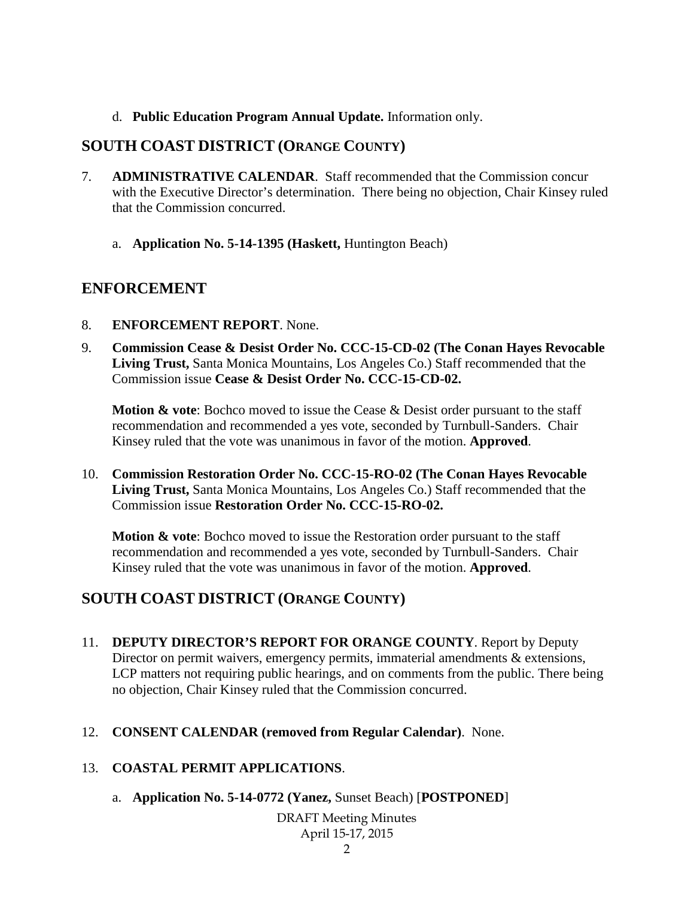d. **Public Education Program Annual Update.** Information only.

## SOUTH COAST DISTRICT (ORANGE COUNTY)

7. **ADMINISTRATIVE CALENDAR**. Staff recommended that the Commission concur with the Executive Director's determination. There being no objection, Chair Kinsey ruled that the Commission concurred.

   a. **Application No. 5-14-1395 (Haskett,** Huntington Beach)

## ENFORCEMENT

8. **ENFORCEMENT REPORT**. None.

9. **Commission Cease & Desist Order No. CCC-15-CD-02 (The Conan Hayes Revocable Living Trust,** Santa Monica Mountains, Los Angeles Co.) Staff recommended that the Commission issue **Cease & Desist Order No. CCC-15-CD-02.**

   **Motion & vote**: Bochco moved to issue the Cease & Desist order pursuant to the staff recommendation and recommended a yes vote, seconded by Turnbull-Sanders. Chair Kinsey ruled that the vote was unanimous in favor of the motion. **Approved**.

10. **Commission Restoration Order No. CCC-15-RO-02 (The Conan Hayes Revocable Living Trust,** Santa Monica Mountains, Los Angeles Co.) Staff recommended that the Commission issue **Restoration Order No. CCC-15-RO-02.**

    **Motion & vote**: Bochco moved to issue the Restoration order pursuant to the staff recommendation and recommended a yes vote, seconded by Turnbull-Sanders. Chair Kinsey ruled that the vote was unanimous in favor of the motion. **Approved**.

## SOUTH COAST DISTRICT (ORANGE COUNTY)

11. **DEPUTY DIRECTOR'S REPORT FOR ORANGE COUNTY**. Report by Deputy Director on permit waivers, emergency permits, immaterial amendments & extensions, LCP matters not requiring public hearings, and on comments from the public. There being no objection, Chair Kinsey ruled that the Commission concurred.

12. **CONSENT CALENDAR (removed from Regular Calendar)**. None.

13. **COASTAL PERMIT APPLICATIONS**.

    a. **Application No. 5-14-0772 (Yanez,** Sunset Beach) [**POSTPONED**]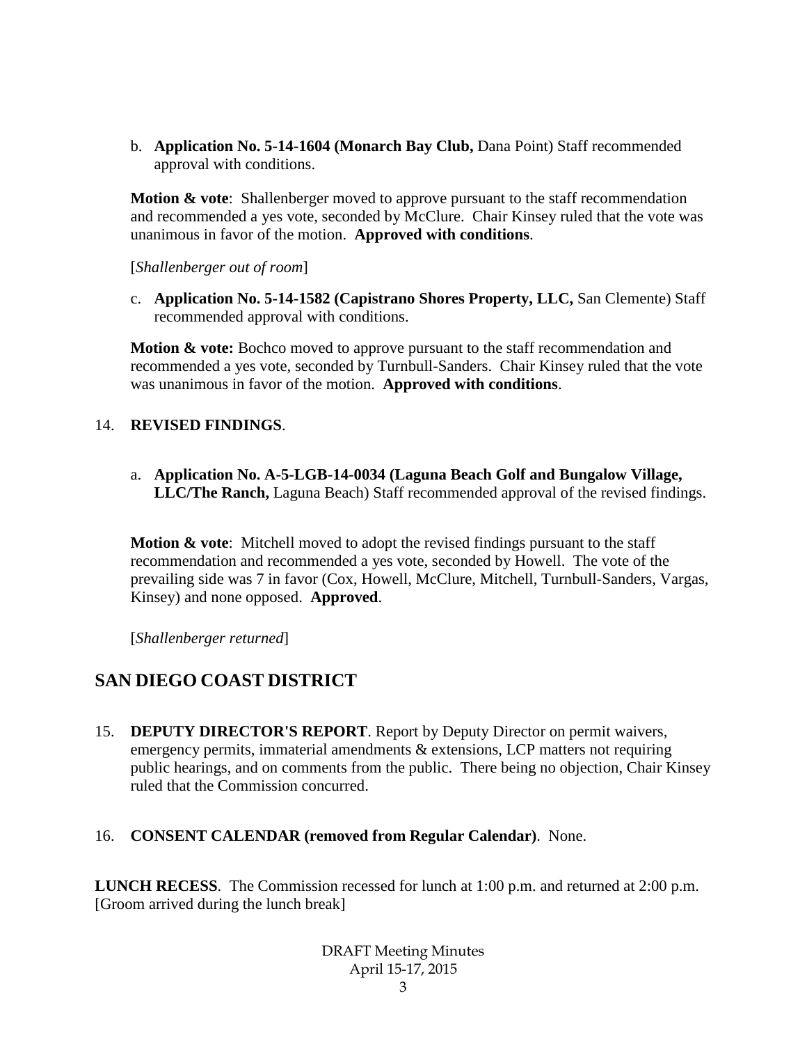b. **Application No. 5-14-1604 (Monarch Bay Club,** Dana Point) Staff recommended approval with conditions.

**Motion & vote**: Shallenberger moved to approve pursuant to the staff recommendation and recommended a yes vote, seconded by McClure. Chair Kinsey ruled that the vote was unanimous in favor of the motion. **Approved with conditions**.

[*Shallenberger out of room*]

c. **Application No. 5-14-1582 (Capistrano Shores Property, LLC,** San Clemente) Staff recommended approval with conditions.

**Motion & vote:** Bochco moved to approve pursuant to the staff recommendation and recommended a yes vote, seconded by Turnbull-Sanders. Chair Kinsey ruled that the vote was unanimous in favor of the motion. **Approved with conditions**.

14. **REVISED FINDINGS**.

a. **Application No. A-5-LGB-14-0034 (Laguna Beach Golf and Bungalow Village, LLC/The Ranch,** Laguna Beach) Staff recommended approval of the revised findings.

**Motion & vote**: Mitchell moved to adopt the revised findings pursuant to the staff recommendation and recommended a yes vote, seconded by Howell. The vote of the prevailing side was 7 in favor (Cox, Howell, McClure, Mitchell, Turnbull-Sanders, Vargas, Kinsey) and none opposed. **Approved**.

[*Shallenberger returned*]

## SAN DIEGO COAST DISTRICT

15. **DEPUTY DIRECTOR'S REPORT**. Report by Deputy Director on permit waivers, emergency permits, immaterial amendments & extensions, LCP matters not requiring public hearings, and on comments from the public. There being no objection, Chair Kinsey ruled that the Commission concurred.

16. **CONSENT CALENDAR (removed from Regular Calendar)**. None.

**LUNCH RECESS**. The Commission recessed for lunch at 1:00 p.m. and returned at 2:00 p.m. [Groom arrived during the lunch break]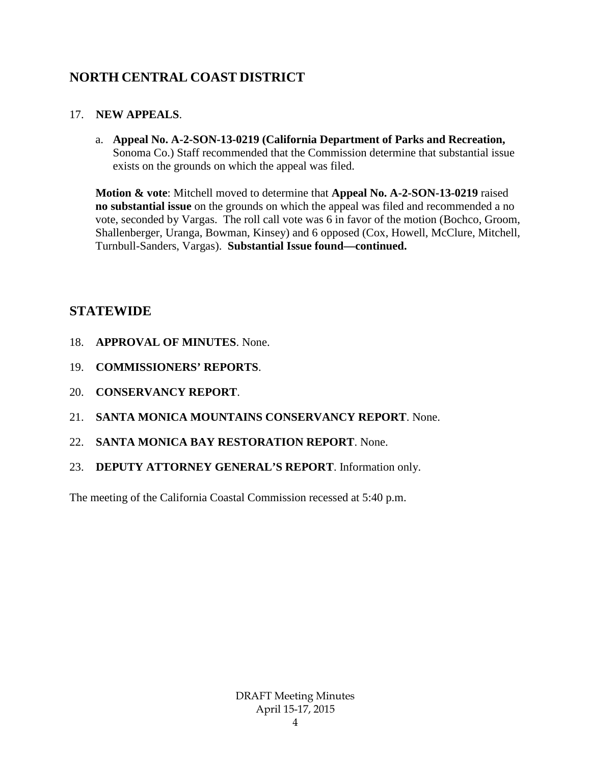## NORTH CENTRAL COAST DISTRICT

17. **NEW APPEALS**.

    a. **Appeal No. A-2-SON-13-0219 (California Department of Parks and Recreation,** Sonoma Co.) Staff recommended that the Commission determine that substantial issue exists on the grounds on which the appeal was filed.

    **Motion & vote**: Mitchell moved to determine that **Appeal No. A-2-SON-13-0219** raised **no substantial issue** on the grounds on which the appeal was filed and recommended a no vote, seconded by Vargas. The roll call vote was 6 in favor of the motion (Bochco, Groom, Shallenberger, Uranga, Bowman, Kinsey) and 6 opposed (Cox, Howell, McClure, Mitchell, Turnbull-Sanders, Vargas). **Substantial Issue found—continued.**

## STATEWIDE

18. **APPROVAL OF MINUTES**. None.
19. **COMMISSIONERS' REPORTS**.
20. **CONSERVANCY REPORT**.
21. **SANTA MONICA MOUNTAINS CONSERVANCY REPORT**. None.
22. **SANTA MONICA BAY RESTORATION REPORT**. None.
23. **DEPUTY ATTORNEY GENERAL'S REPORT**. Information only.

The meeting of the California Coastal Commission recessed at 5:40 p.m.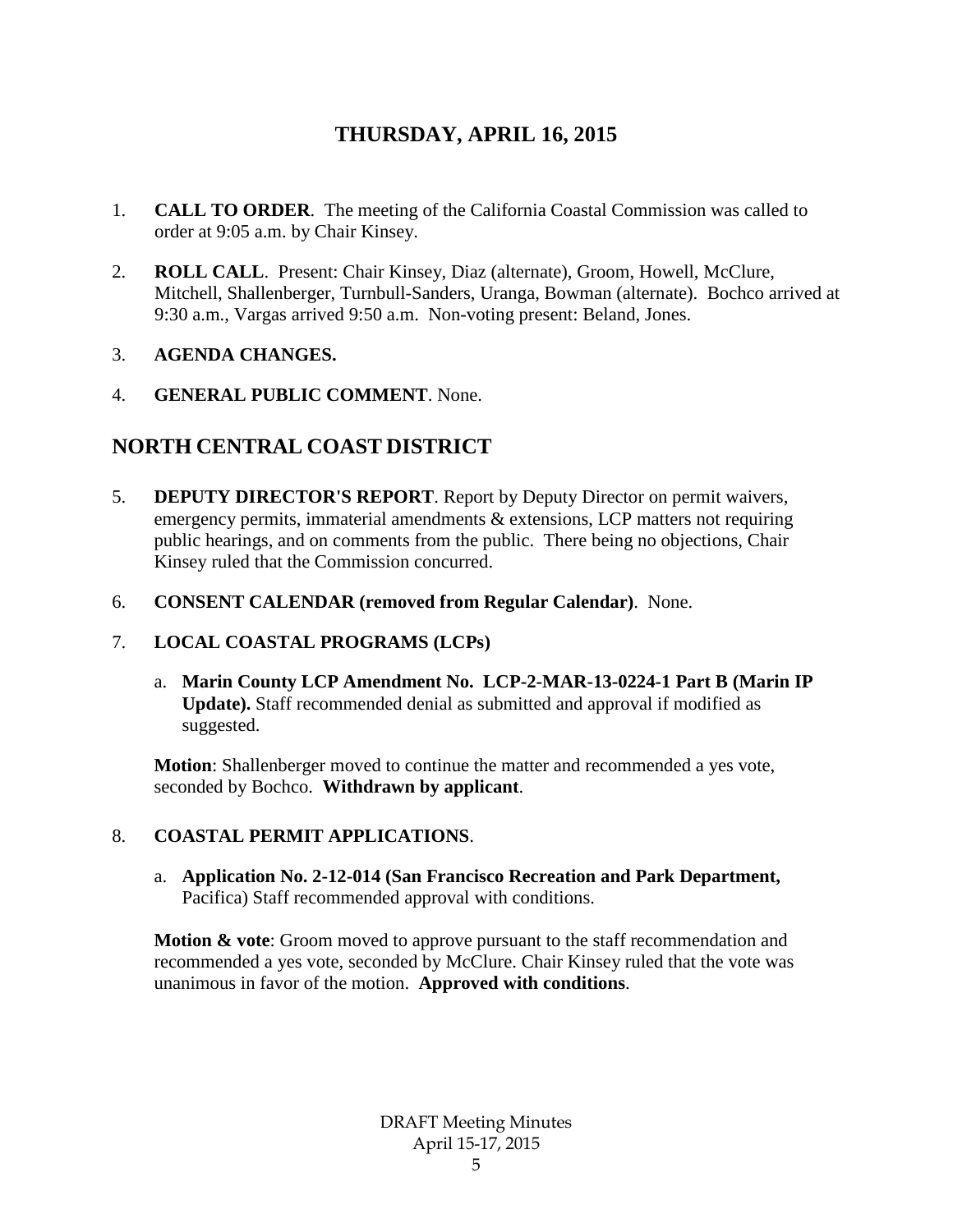# THURSDAY, APRIL 16, 2015

1. **CALL TO ORDER**. The meeting of the California Coastal Commission was called to order at 9:05 a.m. by Chair Kinsey.

2. **ROLL CALL**. Present: Chair Kinsey, Diaz (alternate), Groom, Howell, McClure, Mitchell, Shallenberger, Turnbull-Sanders, Uranga, Bowman (alternate). Bochco arrived at 9:30 a.m., Vargas arrived 9:50 a.m. Non-voting present: Beland, Jones.

3. **AGENDA CHANGES.**

4. **GENERAL PUBLIC COMMENT**. None.

## NORTH CENTRAL COAST DISTRICT

5. **DEPUTY DIRECTOR'S REPORT**. Report by Deputy Director on permit waivers, emergency permits, immaterial amendments & extensions, LCP matters not requiring public hearings, and on comments from the public. There being no objections, Chair Kinsey ruled that the Commission concurred.

6. **CONSENT CALENDAR (removed from Regular Calendar)**. None.

7. **LOCAL COASTAL PROGRAMS (LCPs)**

   a. **Marin County LCP Amendment No. LCP-2-MAR-13-0224-1 Part B (Marin IP Update).** Staff recommended denial as submitted and approval if modified as suggested.

   **Motion**: Shallenberger moved to continue the matter and recommended a yes vote, seconded by Bochco. **Withdrawn by applicant**.

8. **COASTAL PERMIT APPLICATIONS**.

   a. **Application No. 2-12-014 (San Francisco Recreation and Park Department,** Pacifica) Staff recommended approval with conditions.

   **Motion & vote**: Groom moved to approve pursuant to the staff recommendation and recommended a yes vote, seconded by McClure. Chair Kinsey ruled that the vote was unanimous in favor of the motion. **Approved with conditions**.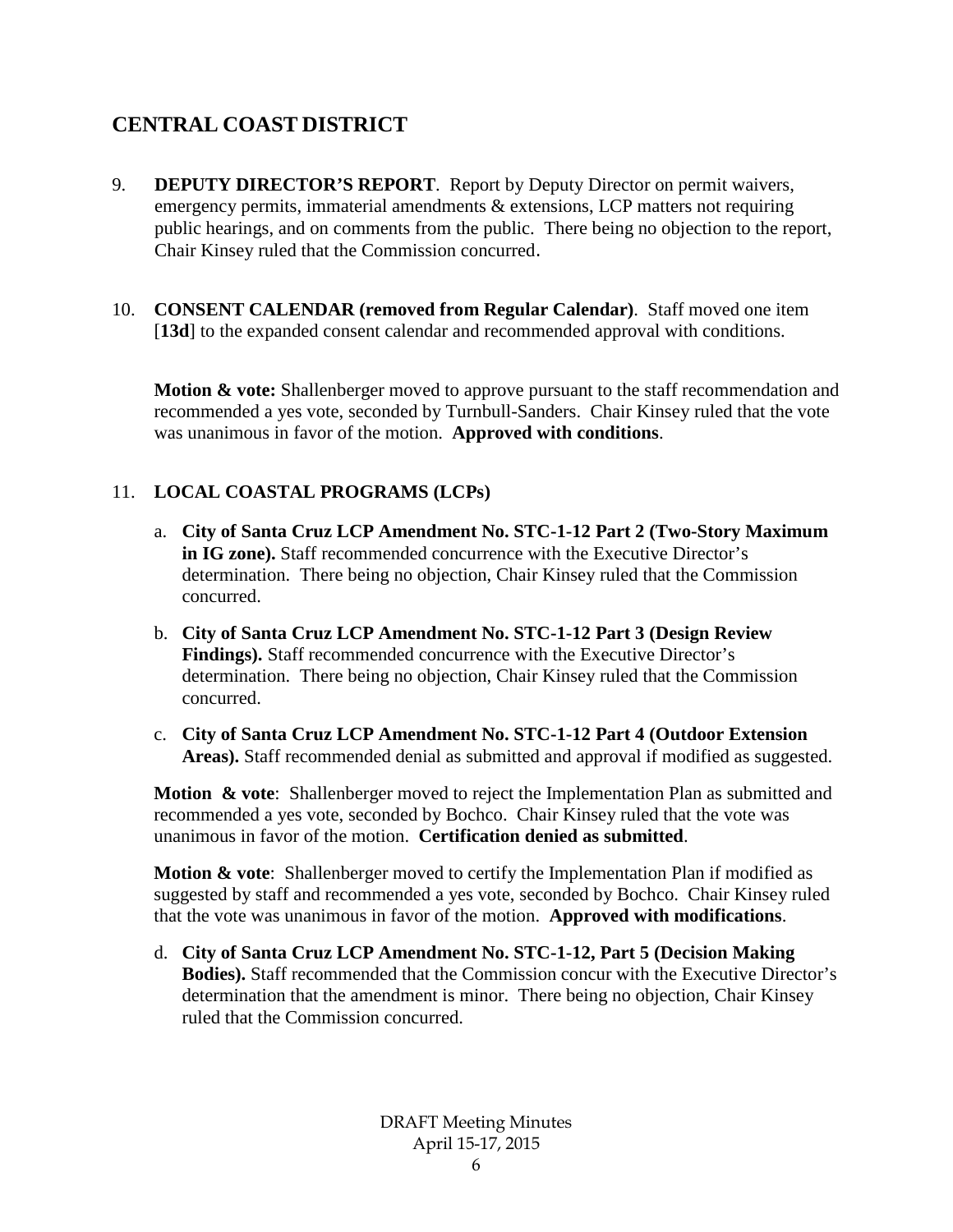## CENTRAL COAST DISTRICT

9. **DEPUTY DIRECTOR'S REPORT**. Report by Deputy Director on permit waivers, emergency permits, immaterial amendments & extensions, LCP matters not requiring public hearings, and on comments from the public. There being no objection to the report, Chair Kinsey ruled that the Commission concurred.

10. **CONSENT CALENDAR (removed from Regular Calendar)**. Staff moved one item [**13d**] to the expanded consent calendar and recommended approval with conditions.

    **Motion & vote:** Shallenberger moved to approve pursuant to the staff recommendation and recommended a yes vote, seconded by Turnbull-Sanders. Chair Kinsey ruled that the vote was unanimous in favor of the motion. **Approved with conditions**.

11. **LOCAL COASTAL PROGRAMS (LCPs)**

    a. **City of Santa Cruz LCP Amendment No. STC-1-12 Part 2 (Two-Story Maximum in IG zone).** Staff recommended concurrence with the Executive Director's determination. There being no objection, Chair Kinsey ruled that the Commission concurred.

    b. **City of Santa Cruz LCP Amendment No. STC-1-12 Part 3 (Design Review Findings).** Staff recommended concurrence with the Executive Director's determination. There being no objection, Chair Kinsey ruled that the Commission concurred.

    c. **City of Santa Cruz LCP Amendment No. STC-1-12 Part 4 (Outdoor Extension Areas).** Staff recommended denial as submitted and approval if modified as suggested.

    **Motion & vote**: Shallenberger moved to reject the Implementation Plan as submitted and recommended a yes vote, seconded by Bochco. Chair Kinsey ruled that the vote was unanimous in favor of the motion. **Certification denied as submitted**.

    **Motion & vote**: Shallenberger moved to certify the Implementation Plan if modified as suggested by staff and recommended a yes vote, seconded by Bochco. Chair Kinsey ruled that the vote was unanimous in favor of the motion. **Approved with modifications**.

    d. **City of Santa Cruz LCP Amendment No. STC-1-12, Part 5 (Decision Making Bodies).** Staff recommended that the Commission concur with the Executive Director's determination that the amendment is minor. There being no objection, Chair Kinsey ruled that the Commission concurred.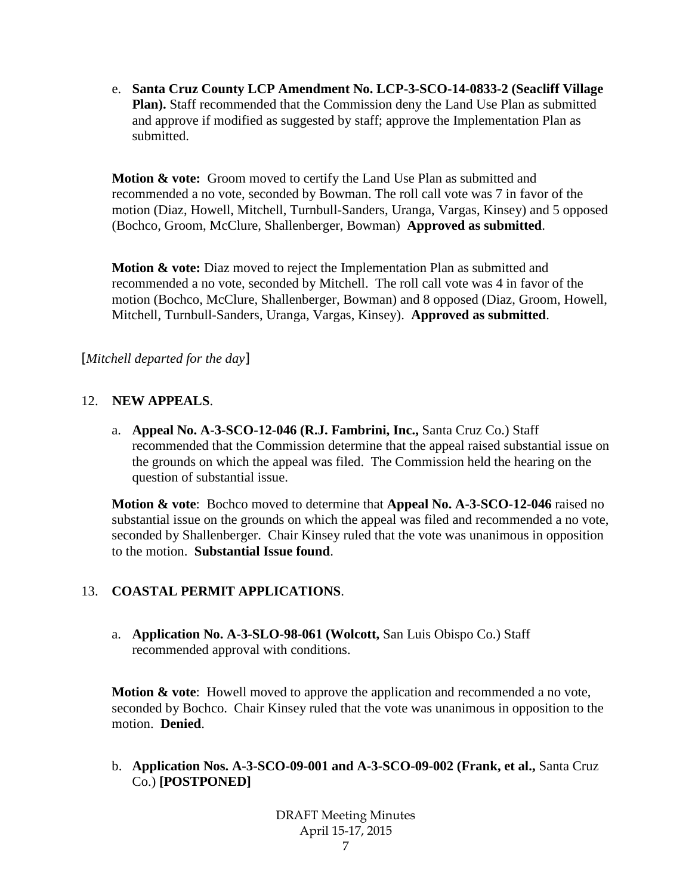e. **Santa Cruz County LCP Amendment No. LCP-3-SCO-14-0833-2 (Seacliff Village Plan).** Staff recommended that the Commission deny the Land Use Plan as submitted and approve if modified as suggested by staff; approve the Implementation Plan as submitted.

**Motion & vote:** Groom moved to certify the Land Use Plan as submitted and recommended a no vote, seconded by Bowman. The roll call vote was 7 in favor of the motion (Diaz, Howell, Mitchell, Turnbull-Sanders, Uranga, Vargas, Kinsey) and 5 opposed (Bochco, Groom, McClure, Shallenberger, Bowman) **Approved as submitted**.

**Motion & vote:** Diaz moved to reject the Implementation Plan as submitted and recommended a no vote, seconded by Mitchell. The roll call vote was 4 in favor of the motion (Bochco, McClure, Shallenberger, Bowman) and 8 opposed (Diaz, Groom, Howell, Mitchell, Turnbull-Sanders, Uranga, Vargas, Kinsey). **Approved as submitted**.

[*Mitchell departed for the day*]

12. **NEW APPEALS**.

a. **Appeal No. A-3-SCO-12-046 (R.J. Fambrini, Inc.,** Santa Cruz Co.) Staff recommended that the Commission determine that the appeal raised substantial issue on the grounds on which the appeal was filed. The Commission held the hearing on the question of substantial issue.

**Motion & vote**: Bochco moved to determine that **Appeal No. A-3-SCO-12-046** raised no substantial issue on the grounds on which the appeal was filed and recommended a no vote, seconded by Shallenberger. Chair Kinsey ruled that the vote was unanimous in opposition to the motion. **Substantial Issue found**.

13. **COASTAL PERMIT APPLICATIONS**.

a. **Application No. A-3-SLO-98-061 (Wolcott,** San Luis Obispo Co.) Staff recommended approval with conditions.

**Motion & vote**: Howell moved to approve the application and recommended a no vote, seconded by Bochco. Chair Kinsey ruled that the vote was unanimous in opposition to the motion. **Denied**.

b. **Application Nos. A-3-SCO-09-001 and A-3-SCO-09-002 (Frank, et al.,** Santa Cruz Co.) **[POSTPONED]**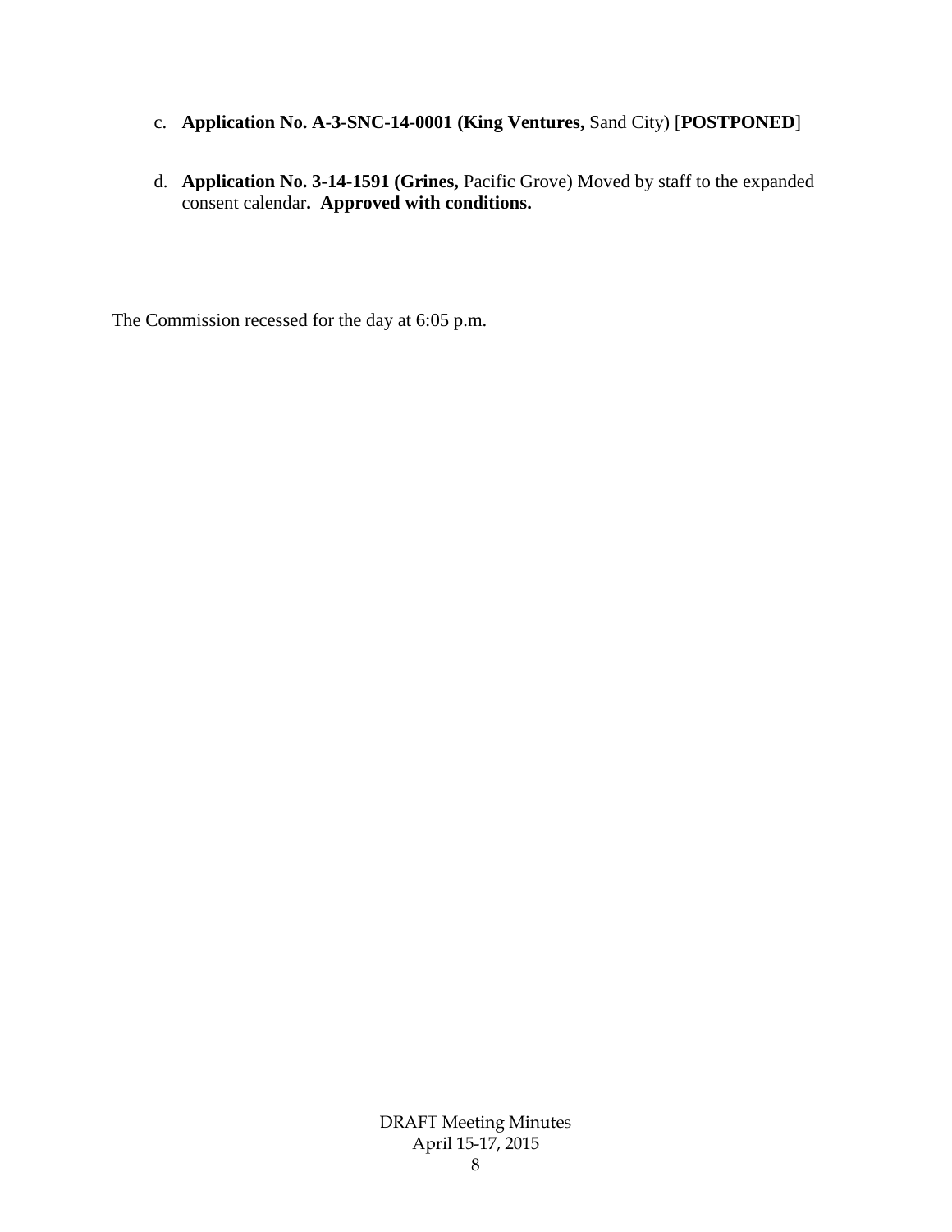c. **Application No. A-3-SNC-14-0001 (King Ventures,** Sand City) [**POSTPONED**]

d. **Application No. 3-14-1591 (Grines,** Pacific Grove) Moved by staff to the expanded consent calendar**. Approved with conditions.**

The Commission recessed for the day at 6:05 p.m.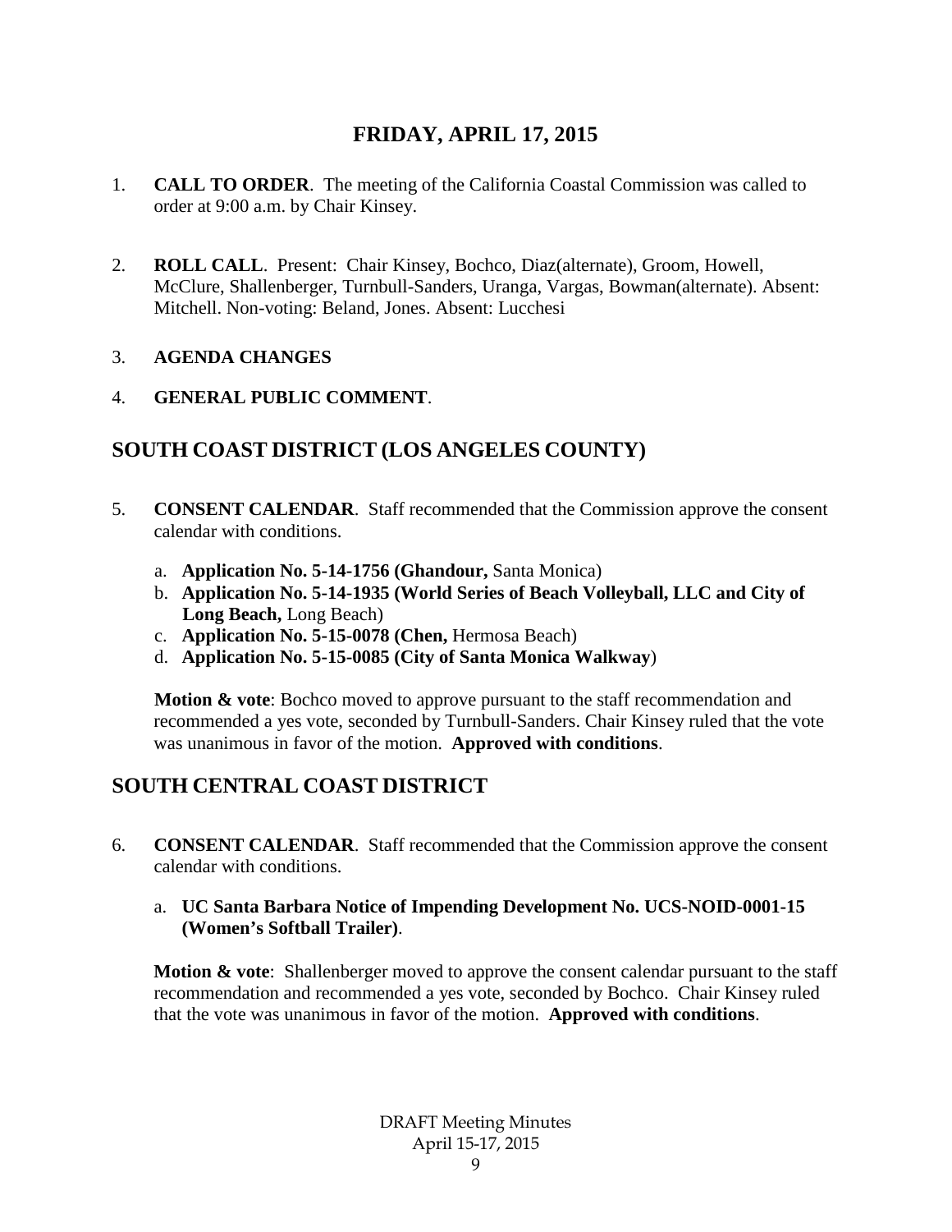# FRIDAY, APRIL 17, 2015

1. **CALL TO ORDER**. The meeting of the California Coastal Commission was called to order at 9:00 a.m. by Chair Kinsey.

2. **ROLL CALL**. Present: Chair Kinsey, Bochco, Diaz(alternate), Groom, Howell, McClure, Shallenberger, Turnbull-Sanders, Uranga, Vargas, Bowman(alternate). Absent: Mitchell. Non-voting: Beland, Jones. Absent: Lucchesi

3. **AGENDA CHANGES**

4. **GENERAL PUBLIC COMMENT**.

## SOUTH COAST DISTRICT (LOS ANGELES COUNTY)

5. **CONSENT CALENDAR**. Staff recommended that the Commission approve the consent calendar with conditions.

   a. **Application No. 5-14-1756 (Ghandour,** Santa Monica)
   b. **Application No. 5-14-1935 (World Series of Beach Volleyball, LLC and City of Long Beach,** Long Beach)
   c. **Application No. 5-15-0078 (Chen,** Hermosa Beach)
   d. **Application No. 5-15-0085 (City of Santa Monica Walkway**)

   **Motion & vote**: Bochco moved to approve pursuant to the staff recommendation and recommended a yes vote, seconded by Turnbull-Sanders. Chair Kinsey ruled that the vote was unanimous in favor of the motion. **Approved with conditions**.

## SOUTH CENTRAL COAST DISTRICT

6. **CONSENT CALENDAR**. Staff recommended that the Commission approve the consent calendar with conditions.

   a. **UC Santa Barbara Notice of Impending Development No. UCS-NOID-0001-15 (Women's Softball Trailer)**.

   **Motion & vote**: Shallenberger moved to approve the consent calendar pursuant to the staff recommendation and recommended a yes vote, seconded by Bochco. Chair Kinsey ruled that the vote was unanimous in favor of the motion. **Approved with conditions**.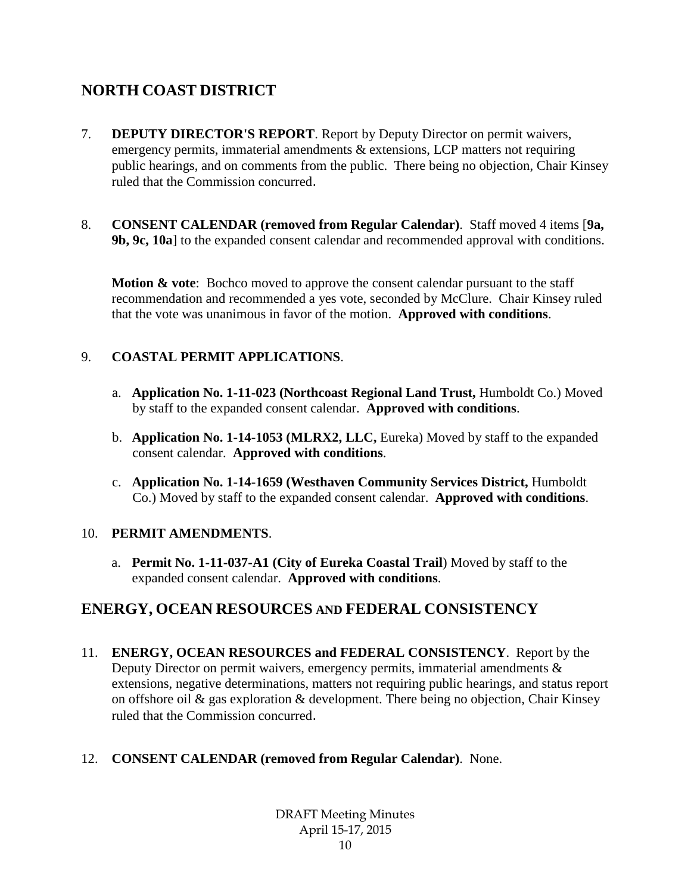## NORTH COAST DISTRICT

7. **DEPUTY DIRECTOR'S REPORT**. Report by Deputy Director on permit waivers, emergency permits, immaterial amendments & extensions, LCP matters not requiring public hearings, and on comments from the public. There being no objection, Chair Kinsey ruled that the Commission concurred.

8. **CONSENT CALENDAR (removed from Regular Calendar)**. Staff moved 4 items [**9a, 9b, 9c, 10a**] to the expanded consent calendar and recommended approval with conditions.

   **Motion & vote**: Bochco moved to approve the consent calendar pursuant to the staff recommendation and recommended a yes vote, seconded by McClure. Chair Kinsey ruled that the vote was unanimous in favor of the motion. **Approved with conditions**.

9. **COASTAL PERMIT APPLICATIONS**.

   a. **Application No. 1-11-023 (Northcoast Regional Land Trust,** Humboldt Co.) Moved by staff to the expanded consent calendar. **Approved with conditions**.

   b. **Application No. 1-14-1053 (MLRX2, LLC,** Eureka) Moved by staff to the expanded consent calendar. **Approved with conditions**.

   c. **Application No. 1-14-1659 (Westhaven Community Services District,** Humboldt Co.) Moved by staff to the expanded consent calendar. **Approved with conditions**.

10. **PERMIT AMENDMENTS**.

   a. **Permit No. 1-11-037-A1 (City of Eureka Coastal Trail**) Moved by staff to the expanded consent calendar. **Approved with conditions**.

## ENERGY, OCEAN RESOURCES AND FEDERAL CONSISTENCY

11. **ENERGY, OCEAN RESOURCES and FEDERAL CONSISTENCY**. Report by the Deputy Director on permit waivers, emergency permits, immaterial amendments & extensions, negative determinations, matters not requiring public hearings, and status report on offshore oil & gas exploration & development. There being no objection, Chair Kinsey ruled that the Commission concurred.

12. **CONSENT CALENDAR (removed from Regular Calendar)**. None.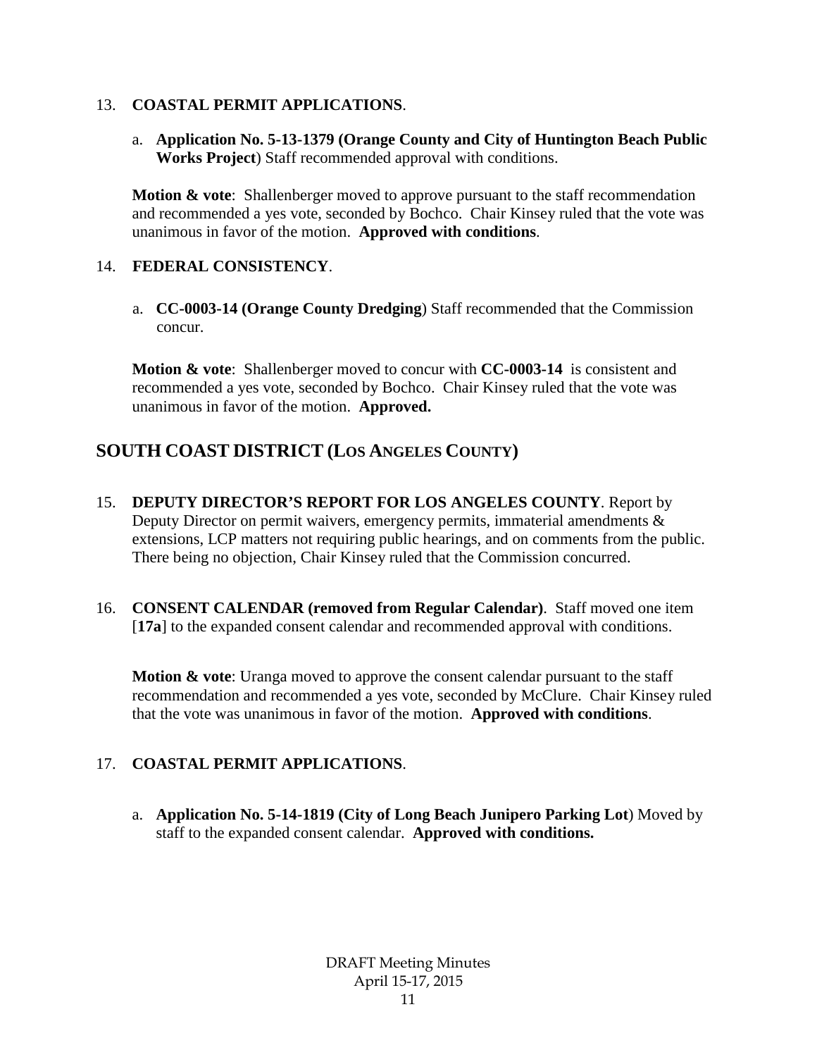13. **COASTAL PERMIT APPLICATIONS**.

    a. **Application No. 5-13-1379 (Orange County and City of Huntington Beach Public Works Project**) Staff recommended approval with conditions.

    **Motion & vote**: Shallenberger moved to approve pursuant to the staff recommendation and recommended a yes vote, seconded by Bochco. Chair Kinsey ruled that the vote was unanimous in favor of the motion. **Approved with conditions**.

14. **FEDERAL CONSISTENCY**.

    a. **CC-0003-14 (Orange County Dredging**) Staff recommended that the Commission concur.

    **Motion & vote**: Shallenberger moved to concur with **CC-0003-14** is consistent and recommended a yes vote, seconded by Bochco. Chair Kinsey ruled that the vote was unanimous in favor of the motion. **Approved.**

## SOUTH COAST DISTRICT (LOS ANGELES COUNTY)

15. **DEPUTY DIRECTOR'S REPORT FOR LOS ANGELES COUNTY**. Report by Deputy Director on permit waivers, emergency permits, immaterial amendments & extensions, LCP matters not requiring public hearings, and on comments from the public. There being no objection, Chair Kinsey ruled that the Commission concurred.

16. **CONSENT CALENDAR (removed from Regular Calendar)**. Staff moved one item [**17a**] to the expanded consent calendar and recommended approval with conditions.

    **Motion & vote**: Uranga moved to approve the consent calendar pursuant to the staff recommendation and recommended a yes vote, seconded by McClure. Chair Kinsey ruled that the vote was unanimous in favor of the motion. **Approved with conditions**.

17. **COASTAL PERMIT APPLICATIONS**.

    a. **Application No. 5-14-1819 (City of Long Beach Junipero Parking Lot**) Moved by staff to the expanded consent calendar. **Approved with conditions.**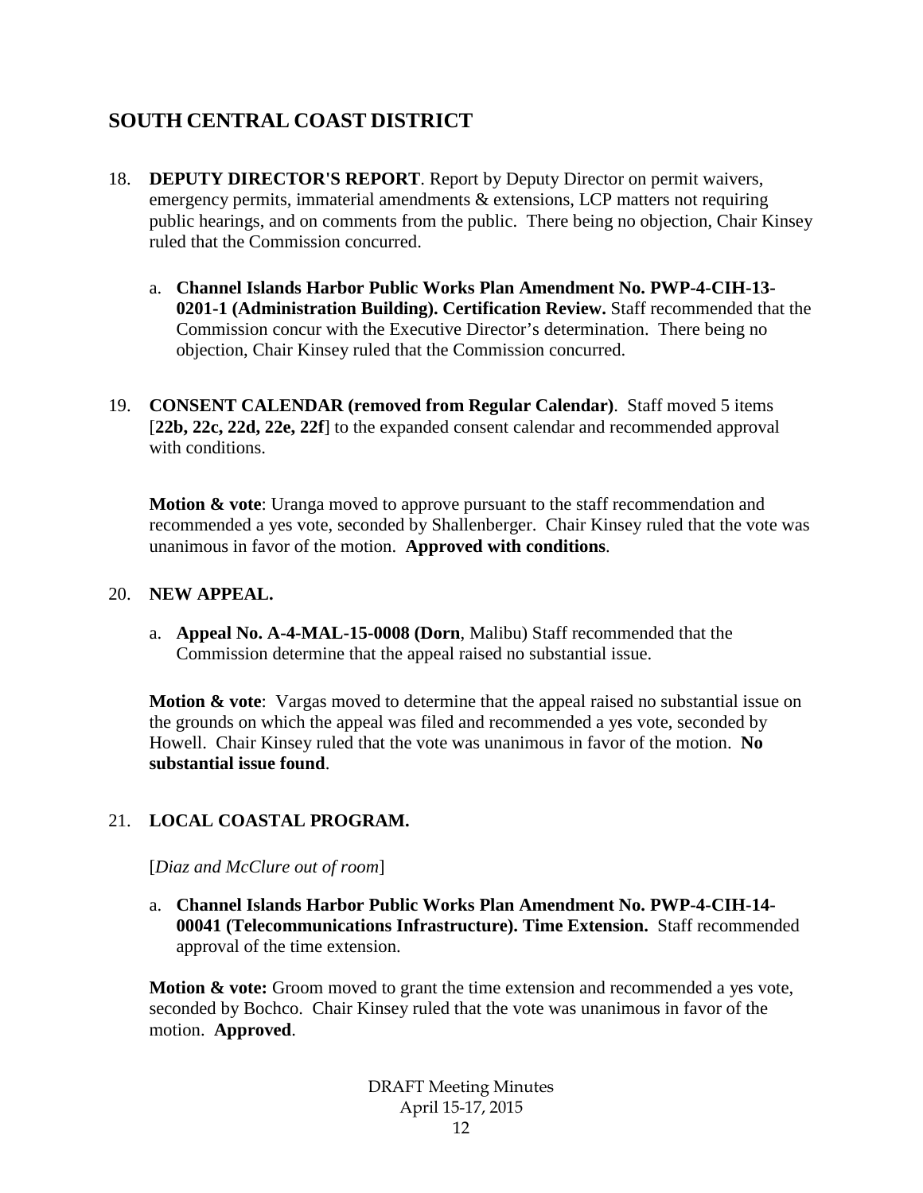## SOUTH CENTRAL COAST DISTRICT

18. **DEPUTY DIRECTOR'S REPORT**. Report by Deputy Director on permit waivers, emergency permits, immaterial amendments & extensions, LCP matters not requiring public hearings, and on comments from the public. There being no objection, Chair Kinsey ruled that the Commission concurred.

    a. **Channel Islands Harbor Public Works Plan Amendment No. PWP-4-CIH-13-0201-1 (Administration Building). Certification Review.** Staff recommended that the Commission concur with the Executive Director's determination. There being no objection, Chair Kinsey ruled that the Commission concurred.

19. **CONSENT CALENDAR (removed from Regular Calendar)**. Staff moved 5 items [**22b, 22c, 22d, 22e, 22f**] to the expanded consent calendar and recommended approval with conditions.

    **Motion & vote**: Uranga moved to approve pursuant to the staff recommendation and recommended a yes vote, seconded by Shallenberger. Chair Kinsey ruled that the vote was unanimous in favor of the motion. **Approved with conditions**.

20. **NEW APPEAL.**

    a. **Appeal No. A-4-MAL-15-0008 (Dorn**, Malibu) Staff recommended that the Commission determine that the appeal raised no substantial issue.

    **Motion & vote**: Vargas moved to determine that the appeal raised no substantial issue on the grounds on which the appeal was filed and recommended a yes vote, seconded by Howell. Chair Kinsey ruled that the vote was unanimous in favor of the motion. **No substantial issue found**.

21. **LOCAL COASTAL PROGRAM.**

    [*Diaz and McClure out of room*]

    a. **Channel Islands Harbor Public Works Plan Amendment No. PWP-4-CIH-14-00041 (Telecommunications Infrastructure). Time Extension.** Staff recommended approval of the time extension.

    **Motion & vote:** Groom moved to grant the time extension and recommended a yes vote, seconded by Bochco. Chair Kinsey ruled that the vote was unanimous in favor of the motion. **Approved**.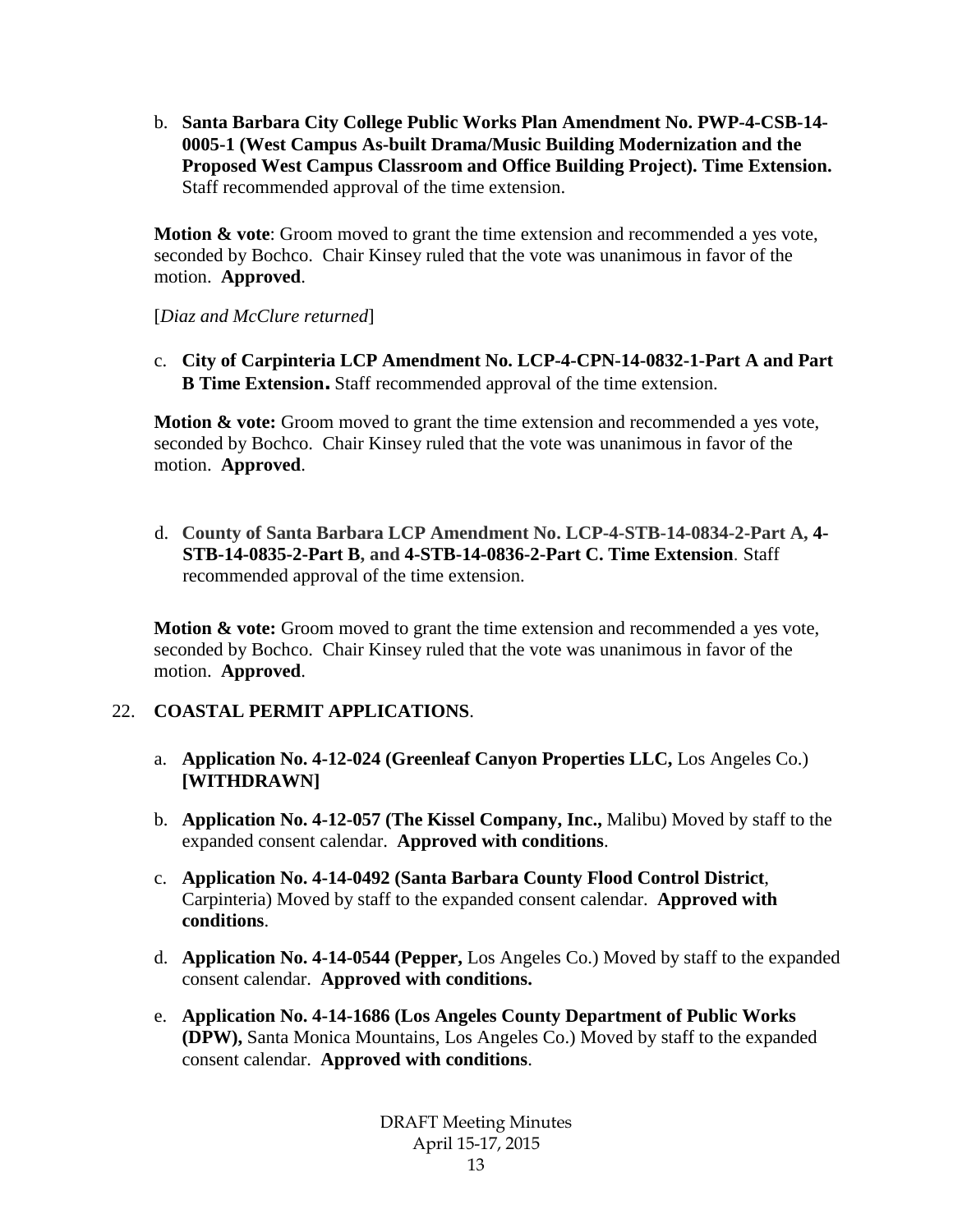b. **Santa Barbara City College Public Works Plan Amendment No. PWP-4-CSB-14-0005-1 (West Campus As-built Drama/Music Building Modernization and the Proposed West Campus Classroom and Office Building Project). Time Extension.** Staff recommended approval of the time extension.

**Motion & vote**: Groom moved to grant the time extension and recommended a yes vote, seconded by Bochco. Chair Kinsey ruled that the vote was unanimous in favor of the motion. **Approved**.

[*Diaz and McClure returned*]

c. **City of Carpinteria LCP Amendment No. LCP-4-CPN-14-0832-1-Part A and Part B Time Extension.** Staff recommended approval of the time extension.

**Motion & vote:** Groom moved to grant the time extension and recommended a yes vote, seconded by Bochco. Chair Kinsey ruled that the vote was unanimous in favor of the motion. **Approved**.

d. **County of Santa Barbara LCP Amendment No. LCP-4-STB-14-0834-2-Part A, 4-STB-14-0835-2-Part B, and 4-STB-14-0836-2-Part C. Time Extension**. Staff recommended approval of the time extension.

**Motion & vote:** Groom moved to grant the time extension and recommended a yes vote, seconded by Bochco. Chair Kinsey ruled that the vote was unanimous in favor of the motion. **Approved**.

22. **COASTAL PERMIT APPLICATIONS**.

   a. **Application No. 4-12-024 (Greenleaf Canyon Properties LLC,** Los Angeles Co.) **[WITHDRAWN]**

   b. **Application No. 4-12-057 (The Kissel Company, Inc.,** Malibu) Moved by staff to the expanded consent calendar. **Approved with conditions**.

   c. **Application No. 4-14-0492 (Santa Barbara County Flood Control District**, Carpinteria) Moved by staff to the expanded consent calendar. **Approved with conditions**.

   d. **Application No. 4-14-0544 (Pepper,** Los Angeles Co.) Moved by staff to the expanded consent calendar. **Approved with conditions.**

   e. **Application No. 4-14-1686 (Los Angeles County Department of Public Works (DPW),** Santa Monica Mountains, Los Angeles Co.) Moved by staff to the expanded consent calendar. **Approved with conditions**.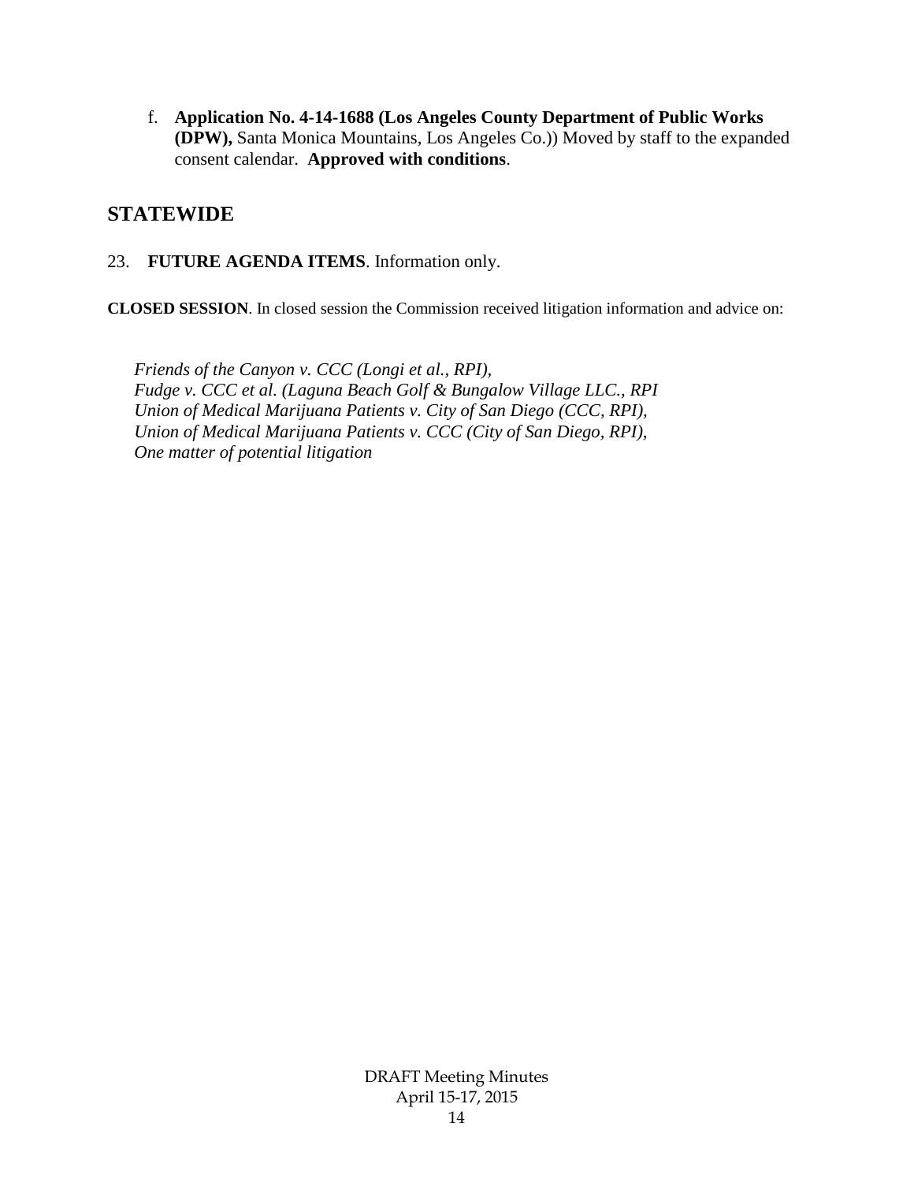f. **Application No. 4-14-1688 (Los Angeles County Department of Public Works (DPW),** Santa Monica Mountains, Los Angeles Co.)) Moved by staff to the expanded consent calendar. **Approved with conditions**.

## STATEWIDE

23. **FUTURE AGENDA ITEMS**. Information only.

**CLOSED SESSION**. In closed session the Commission received litigation information and advice on:

*Friends of the Canyon v. CCC (Longi et al., RPI),*
*Fudge v. CCC et al. (Laguna Beach Golf & Bungalow Village LLC., RPI*
*Union of Medical Marijuana Patients v. City of San Diego (CCC, RPI),*
*Union of Medical Marijuana Patients v. CCC (City of San Diego, RPI),*
*One matter of potential litigation*

DRAFT Meeting Minutes
April 15-17, 2015